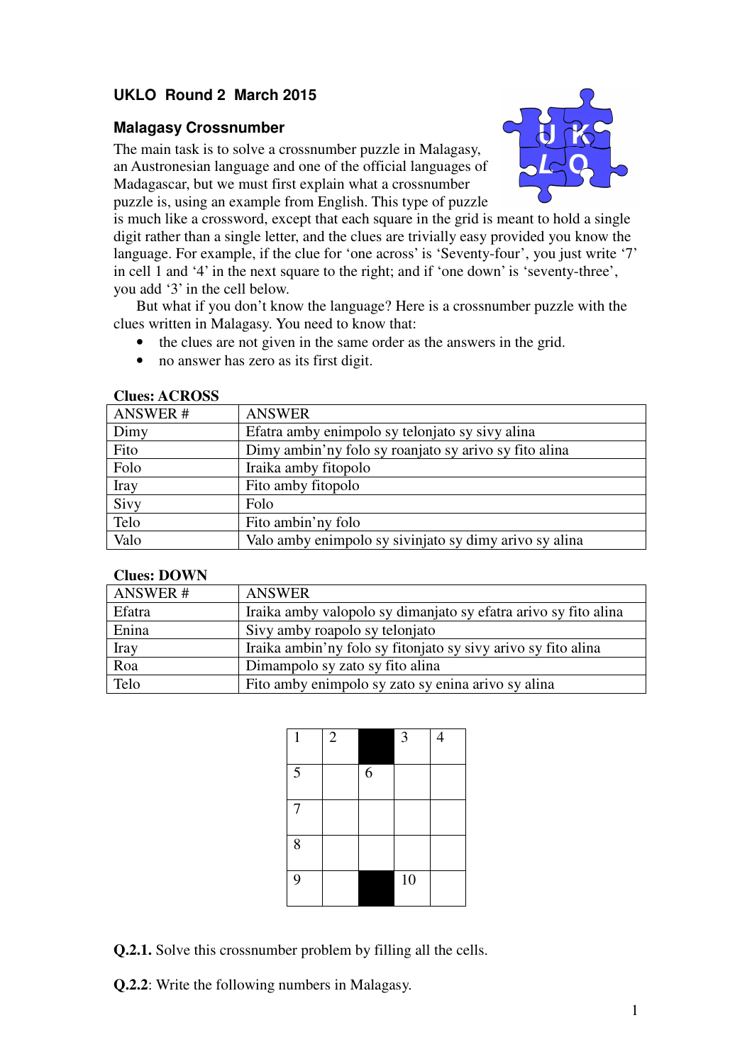## UKLO Round 2 March 2015

### Malagasy Crossnumber

The main task is to solve a crossnumber puzzle in Malagasy, an Austronesian language and one of the official languages of Madagascar, but we must first explain what a crossnumber puzzle is, using an example from English. This type of puzzle is much like a crossword, except that each square in the grid is meant to hold a single digit rather than a single letter, and the clues are trivially easy provided you know the language. For example, if the clue for 'one across' is 'Seventy-four', you just write '7' in cell 1 and '4' in the next square to the right; and if 'one down' is 'seventy-three', you add '3' in the cell below.

But what if you don't know the language? Here is a crossnumber puzzle with the clues written in Malagasy. You need to know that:

- the clues are not given in the same order as the answers in the grid.
- no answer has zero as its first digit.

**Clues: ACROSS**

| ANSWER # | ANSWER |
|---|---|
| Dimy | Efatra amby enimpolo sy telonjato sy sivy alina |
| Fito | Dimy ambin'ny folo sy roanjato sy arivo sy fito alina |
| Folo | Iraika amby fitopolo |
| Iray | Fito amby fitopolo |
| Sivy | Folo |
| Telo | Fito ambin'ny folo |
| Valo | Valo amby enimpolo sy sivinjato sy dimy arivo sy alina |

**Clues: DOWN**

| ANSWER # | ANSWER |
|---|---|
| Efatra | Iraika amby valopolo sy dimanjato sy efatra arivo sy fito alina |
| Enina | Sivy amby roapolo sy telonjato |
| Iray | Iraika ambin'ny folo sy fitonjato sy sivy arivo sy fito alina |
| Roa | Dimampolo sy zato sy fito alina |
| Telo | Fito amby enimpolo sy zato sy enina arivo sy alina |

| 1 | 2 | ■ | 3 | 4 |
|---|---|---|---|---|
| 5 | | 6 | | |
| 7 | | | | |
| 8 | | | | |
| 9 | | ■ | 10 | |

**Q.2.1.** Solve this crossnumber problem by filling all the cells.

**Q.2.2**: Write the following numbers in Malagasy.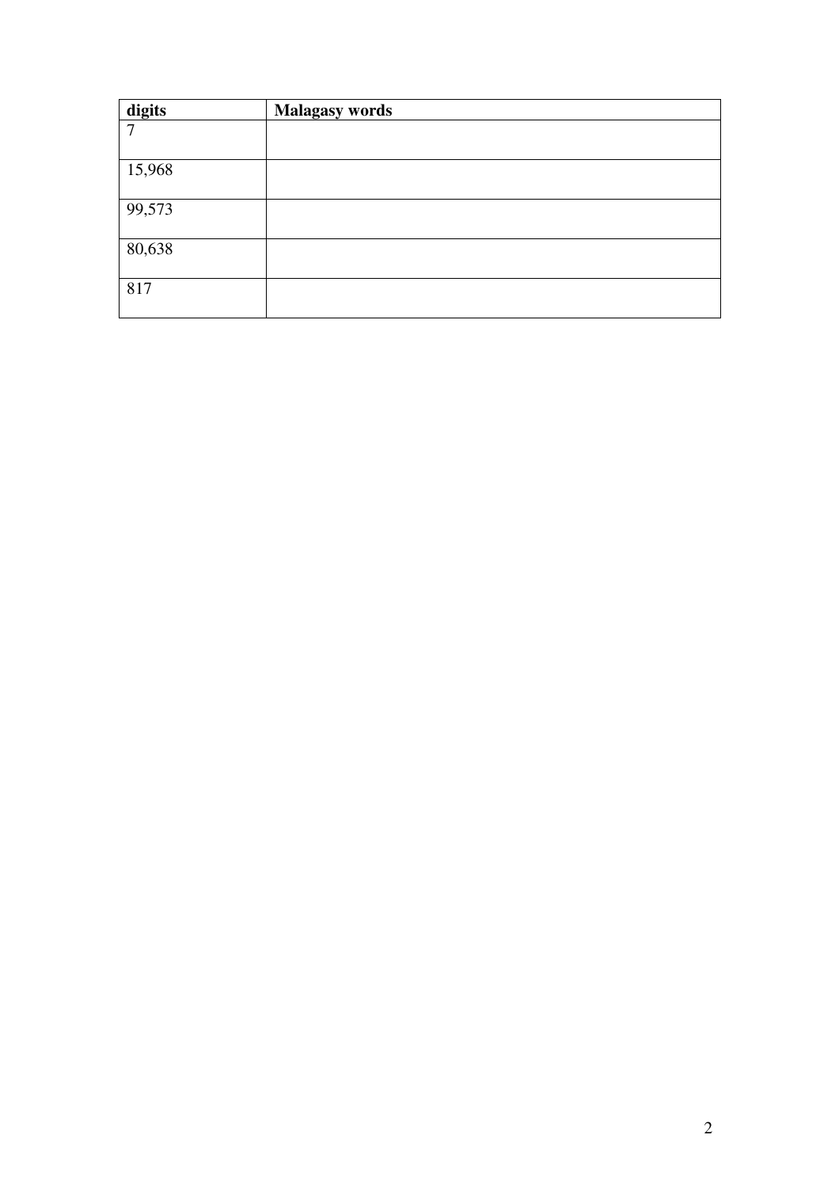| digits | Malagasy words |
| --- | --- |
| 7 | |
| 15,968 | |
| 99,573 | |
| 80,638 | |
| 817 | |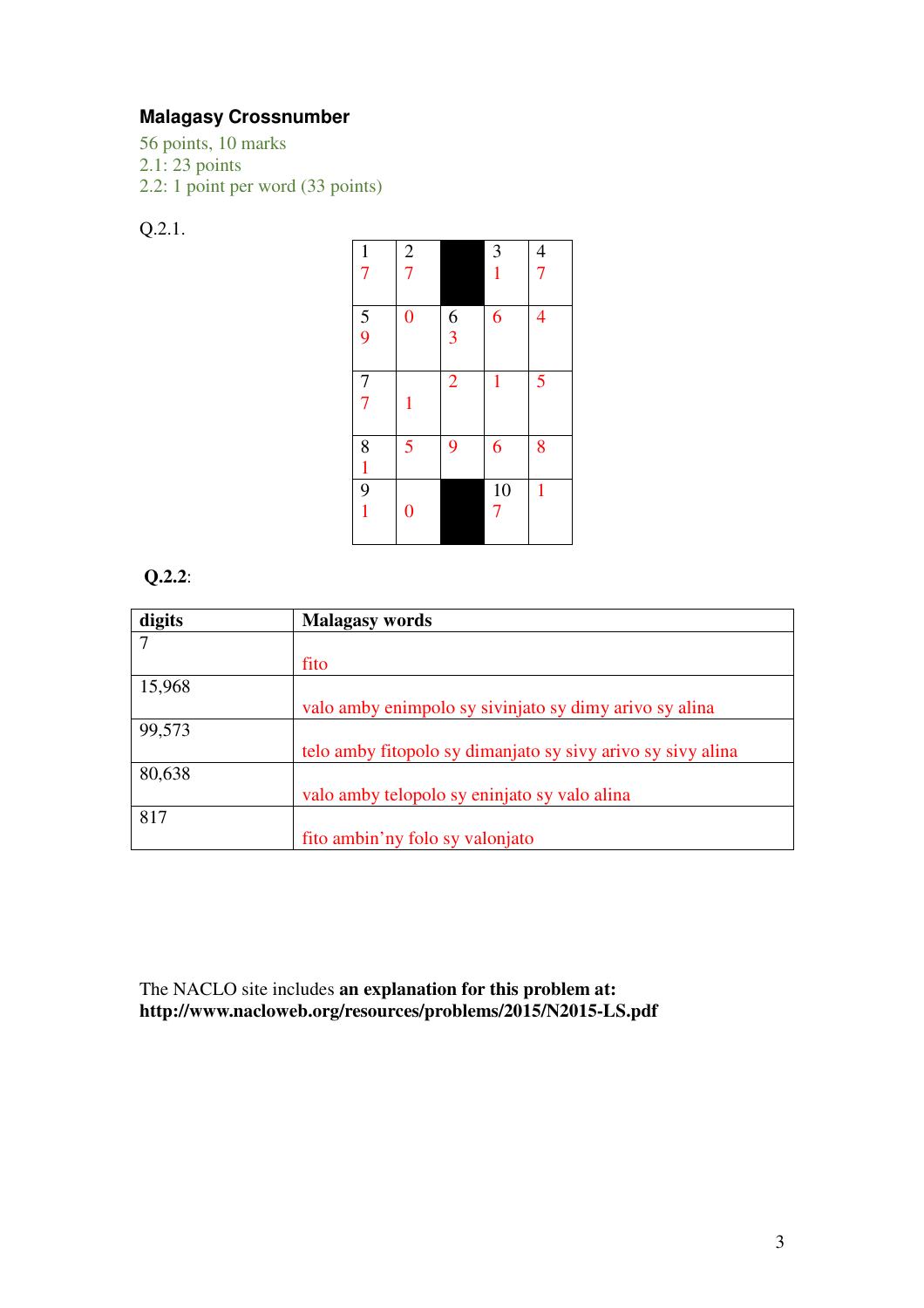### Malagasy Crossnumber

56 points, 10 marks
2.1: 23 points
2.2: 1 point per word (33 points)

Q.2.1.

| | | | | |
|---|---|---|---|---|
| 1<br>7 | 2<br>7 | ■ | 3<br>1 | 4<br>7 |
| 5<br>9 | 0 | 6<br>3 | 6 | 4 |
| 7<br>7 | 1 | 2 | 1 | 5 |
| 8<br>1 | 5 | 9 | 6 | 8 |
| 9<br>1 | 0 | ■ | 10<br>7 | 1 |

**Q.2.2**:

| digits | Malagasy words |
|---|---|
| 7 | fito |
| 15,968 | valo amby enimpolo sy sivinjato sy dimy arivo sy alina |
| 99,573 | telo amby fitopolo sy dimanjato sy sivy arivo sy sivy alina |
| 80,638 | valo amby telopolo sy eninjato sy valo alina |
| 817 | fito ambin'ny folo sy valonjato |

The NACLO site includes **an explanation for this problem at:**
**http://www.nacloweb.org/resources/problems/2015/N2015-LS.pdf**